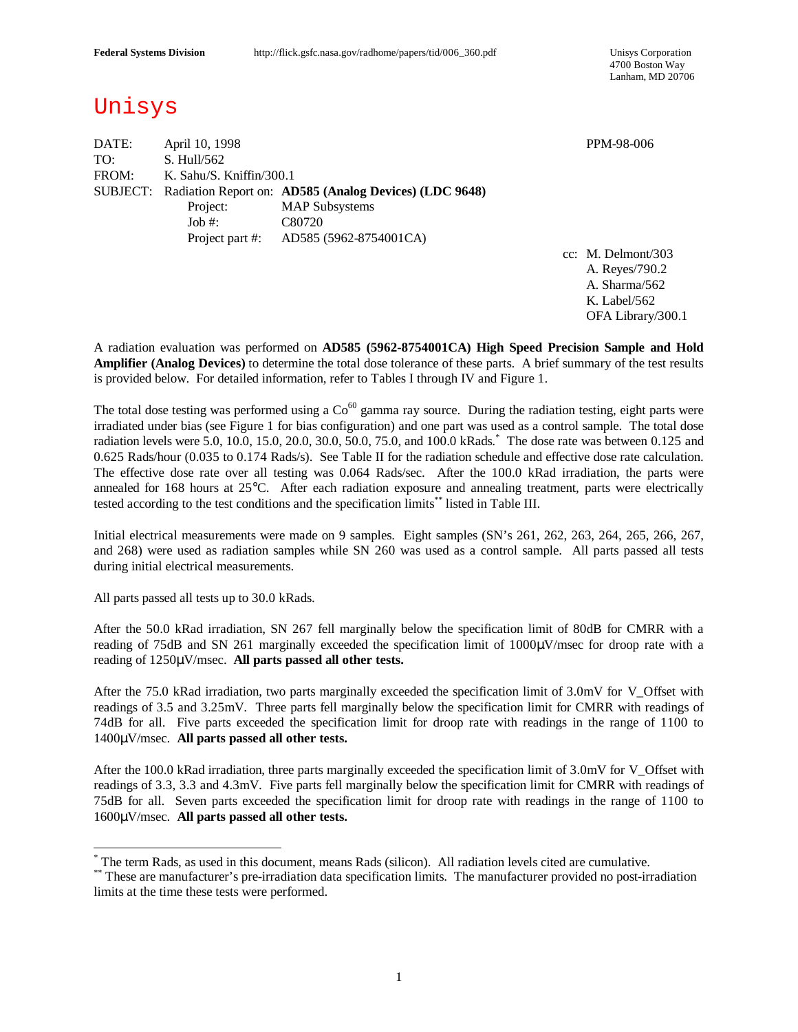Federal Systems Division http://flick.gsfc.nasa.gov/radhome/papers/tid/006_360.pdf

Unisys Corporation
4700 Boston Way
Lanham, MD 20706

# Unisys

DATE: April 10, 1998 PPM-98-006

TO: S. Hull/562

FROM: K. Sahu/S. Kniffin/300.1

SUBJECT: Radiation Report on: **AD585 (Analog Devices) (LDC 9648)**

Project: MAP Subsystems

Job #: C80720

Project part #: AD585 (5962-8754001CA)

cc: M. Delmont/303
A. Reyes/790.2
A. Sharma/562
K. Label/562
OFA Library/300.1

A radiation evaluation was performed on **AD585 (5962-8754001CA) High Speed Precision Sample and Hold Amplifier (Analog Devices)** to determine the total dose tolerance of these parts. A brief summary of the test results is provided below. For detailed information, refer to Tables I through IV and Figure 1.

The total dose testing was performed using a $Co^{60}$ gamma ray source. During the radiation testing, eight parts were irradiated under bias (see Figure 1 for bias configuration) and one part was used as a control sample. The total dose radiation levels were 5.0, 10.0, 15.0, 20.0, 30.0, 50.0, 75.0, and 100.0 kRads.[*] The dose rate was between 0.125 and 0.625 Rads/hour (0.035 to 0.174 Rads/s). See Table II for the radiation schedule and effective dose rate calculation. The effective dose rate over all testing was 0.064 Rads/sec. After the 100.0 kRad irradiation, the parts were annealed for 168 hours at 25°C. After each radiation exposure and annealing treatment, parts were electrically tested according to the test conditions and the specification limits[**] listed in Table III.

Initial electrical measurements were made on 9 samples. Eight samples (SN's 261, 262, 263, 264, 265, 266, 267, and 268) were used as radiation samples while SN 260 was used as a control sample. All parts passed all tests during initial electrical measurements.

All parts passed all tests up to 30.0 kRads.

After the 50.0 kRad irradiation, SN 267 fell marginally below the specification limit of 80dB for CMRR with a reading of 75dB and SN 261 marginally exceeded the specification limit of 1000µV/msec for droop rate with a reading of 1250µV/msec. **All parts passed all other tests.**

After the 75.0 kRad irradiation, two parts marginally exceeded the specification limit of 3.0mV for V_Offset with readings of 3.5 and 3.25mV. Three parts fell marginally below the specification limit for CMRR with readings of 74dB for all. Five parts exceeded the specification limit for droop rate with readings in the range of 1100 to 1400µV/msec. **All parts passed all other tests.**

After the 100.0 kRad irradiation, three parts marginally exceeded the specification limit of 3.0mV for V_Offset with readings of 3.3, 3.3 and 4.3mV. Five parts fell marginally below the specification limit for CMRR with readings of 75dB for all. Seven parts exceeded the specification limit for droop rate with readings in the range of 1100 to 1600µV/msec. **All parts passed all other tests.**

---

[*] The term Rads, as used in this document, means Rads (silicon). All radiation levels cited are cumulative.

[**] These are manufacturer's pre-irradiation data specification limits. The manufacturer provided no post-irradiation limits at the time these tests were performed.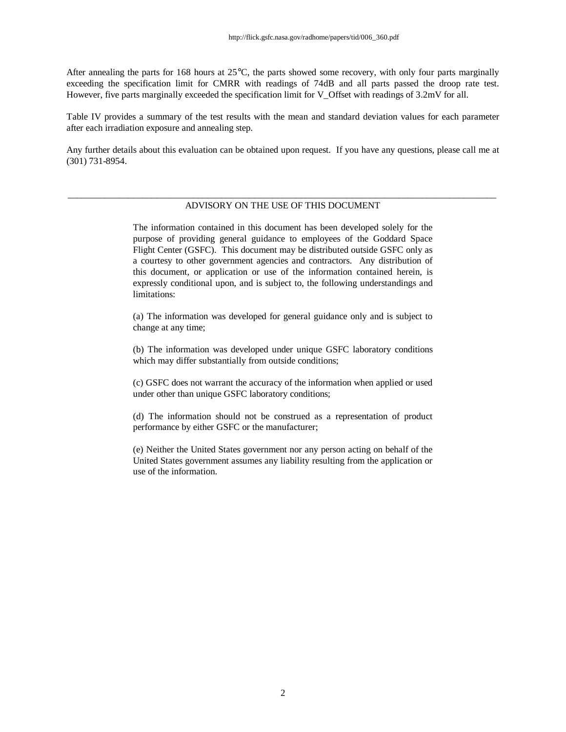After annealing the parts for 168 hours at 25°C, the parts showed some recovery, with only four parts marginally exceeding the specification limit for CMRR with readings of 74dB and all parts passed the droop rate test. However, five parts marginally exceeded the specification limit for V_Offset with readings of 3.2mV for all.

Table IV provides a summary of the test results with the mean and standard deviation values for each parameter after each irradiation exposure and annealing step.

Any further details about this evaluation can be obtained upon request. If you have any questions, please call me at (301) 731-8954.

---

ADVISORY ON THE USE OF THIS DOCUMENT

The information contained in this document has been developed solely for the purpose of providing general guidance to employees of the Goddard Space Flight Center (GSFC). This document may be distributed outside GSFC only as a courtesy to other government agencies and contractors. Any distribution of this document, or application or use of the information contained herein, is expressly conditional upon, and is subject to, the following understandings and limitations:

(a) The information was developed for general guidance only and is subject to change at any time;

(b) The information was developed under unique GSFC laboratory conditions which may differ substantially from outside conditions;

(c) GSFC does not warrant the accuracy of the information when applied or used under other than unique GSFC laboratory conditions;

(d) The information should not be construed as a representation of product performance by either GSFC or the manufacturer;

(e) Neither the United States government nor any person acting on behalf of the United States government assumes any liability resulting from the application or use of the information.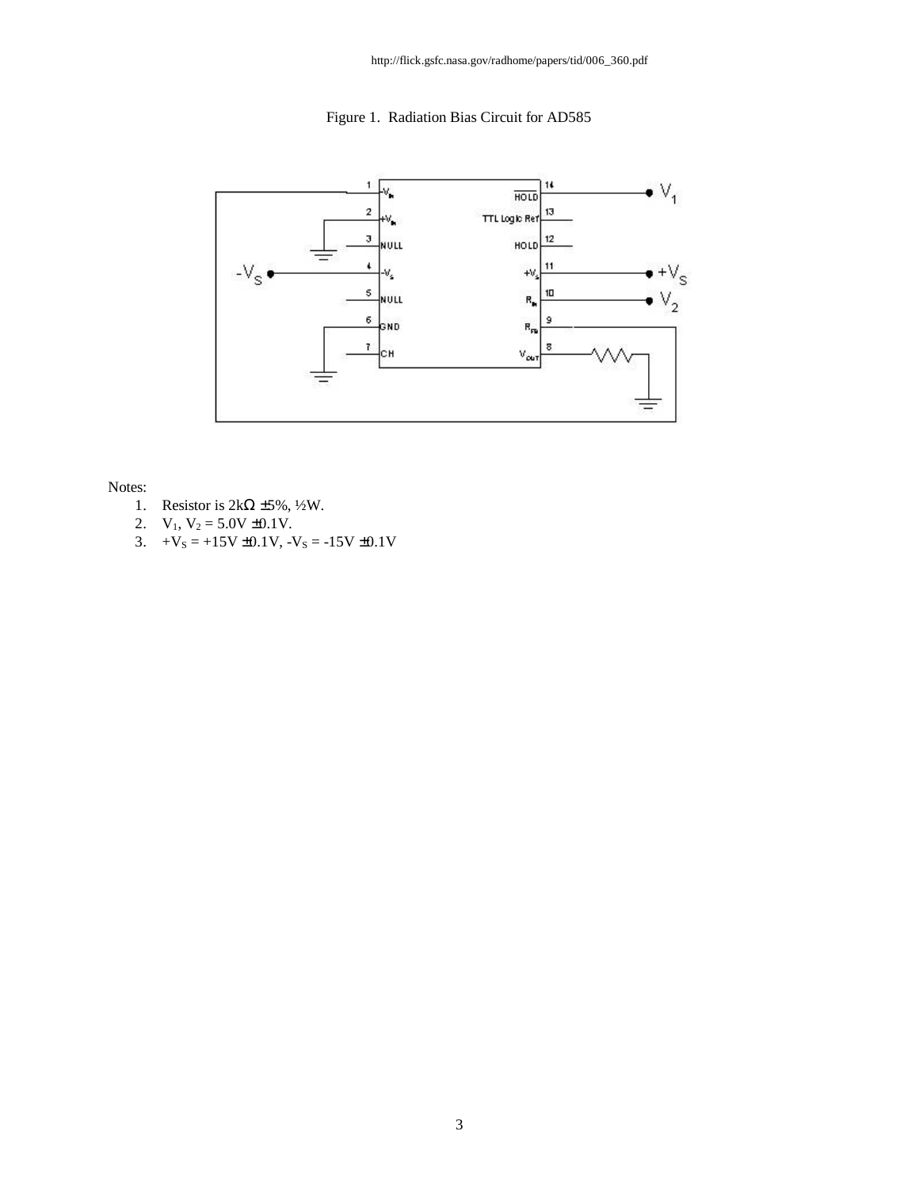http://flick.gsfc.nasa.gov/radhome/papers/tid/006_360.pdf

Figure 1. Radiation Bias Circuit for AD585

Notes:

1. Resistor is 2kΩ ±5%, ½W.
2. $V_1$, $V_2$ = 5.0V ±0.1V.
3. $+V_S$ = +15V ±0.1V, $-V_S$ = -15V ±0.1V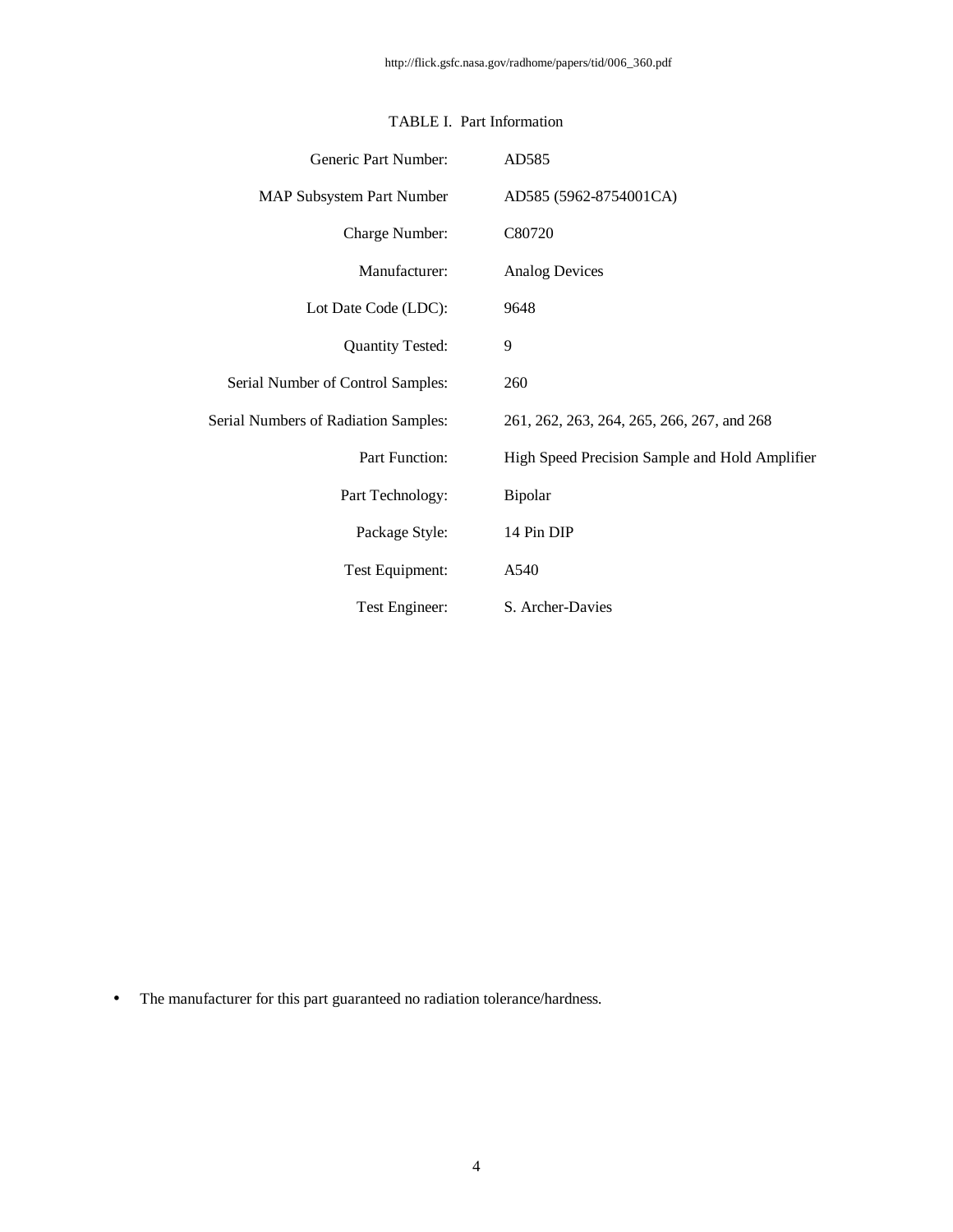TABLE I. Part Information

| | |
|---|---|
| Generic Part Number: | AD585 |
| MAP Subsystem Part Number | AD585 (5962-8754001CA) |
| Charge Number: | C80720 |
| Manufacturer: | Analog Devices |
| Lot Date Code (LDC): | 9648 |
| Quantity Tested: | 9 |
| Serial Number of Control Samples: | 260 |
| Serial Numbers of Radiation Samples: | 261, 262, 263, 264, 265, 266, 267, and 268 |
| Part Function: | High Speed Precision Sample and Hold Amplifier |
| Part Technology: | Bipolar |
| Package Style: | 14 Pin DIP |
| Test Equipment: | A540 |
| Test Engineer: | S. Archer-Davies |

- The manufacturer for this part guaranteed no radiation tolerance/hardness.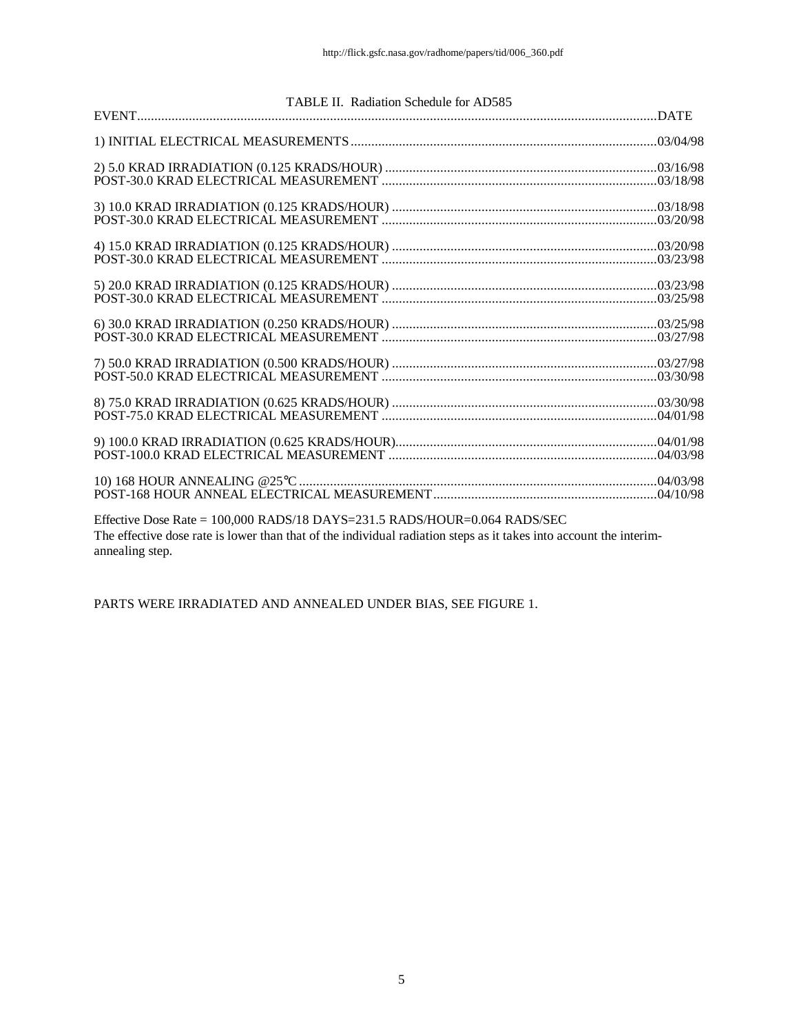TABLE II. Radiation Schedule for AD585

| EVENT | DATE |
|---|---|
| 1) INITIAL ELECTRICAL MEASUREMENTS | 03/04/98 |
| 2) 5.0 KRAD IRRADIATION (0.125 KRADS/HOUR) | 03/16/98 |
| POST-30.0 KRAD ELECTRICAL MEASUREMENT | 03/18/98 |
| 3) 10.0 KRAD IRRADIATION (0.125 KRADS/HOUR) | 03/18/98 |
| POST-30.0 KRAD ELECTRICAL MEASUREMENT | 03/20/98 |
| 4) 15.0 KRAD IRRADIATION (0.125 KRADS/HOUR) | 03/20/98 |
| POST-30.0 KRAD ELECTRICAL MEASUREMENT | 03/23/98 |
| 5) 20.0 KRAD IRRADIATION (0.125 KRADS/HOUR) | 03/23/98 |
| POST-30.0 KRAD ELECTRICAL MEASUREMENT | 03/25/98 |
| 6) 30.0 KRAD IRRADIATION (0.250 KRADS/HOUR) | 03/25/98 |
| POST-30.0 KRAD ELECTRICAL MEASUREMENT | 03/27/98 |
| 7) 50.0 KRAD IRRADIATION (0.500 KRADS/HOUR) | 03/27/98 |
| POST-50.0 KRAD ELECTRICAL MEASUREMENT | 03/30/98 |
| 8) 75.0 KRAD IRRADIATION (0.625 KRADS/HOUR) | 03/30/98 |
| POST-75.0 KRAD ELECTRICAL MEASUREMENT | 04/01/98 |
| 9) 100.0 KRAD IRRADIATION (0.625 KRADS/HOUR) | 04/01/98 |
| POST-100.0 KRAD ELECTRICAL MEASUREMENT | 04/03/98 |
| 10) 168 HOUR ANNEALING @25°C | 04/03/98 |
| POST-168 HOUR ANNEAL ELECTRICAL MEASUREMENT | 04/10/98 |

Effective Dose Rate = 100,000 RADS/18 DAYS=231.5 RADS/HOUR=0.064 RADS/SEC
The effective dose rate is lower than that of the individual radiation steps as it takes into account the interim-annealing step.

PARTS WERE IRRADIATED AND ANNEALED UNDER BIAS, SEE FIGURE 1.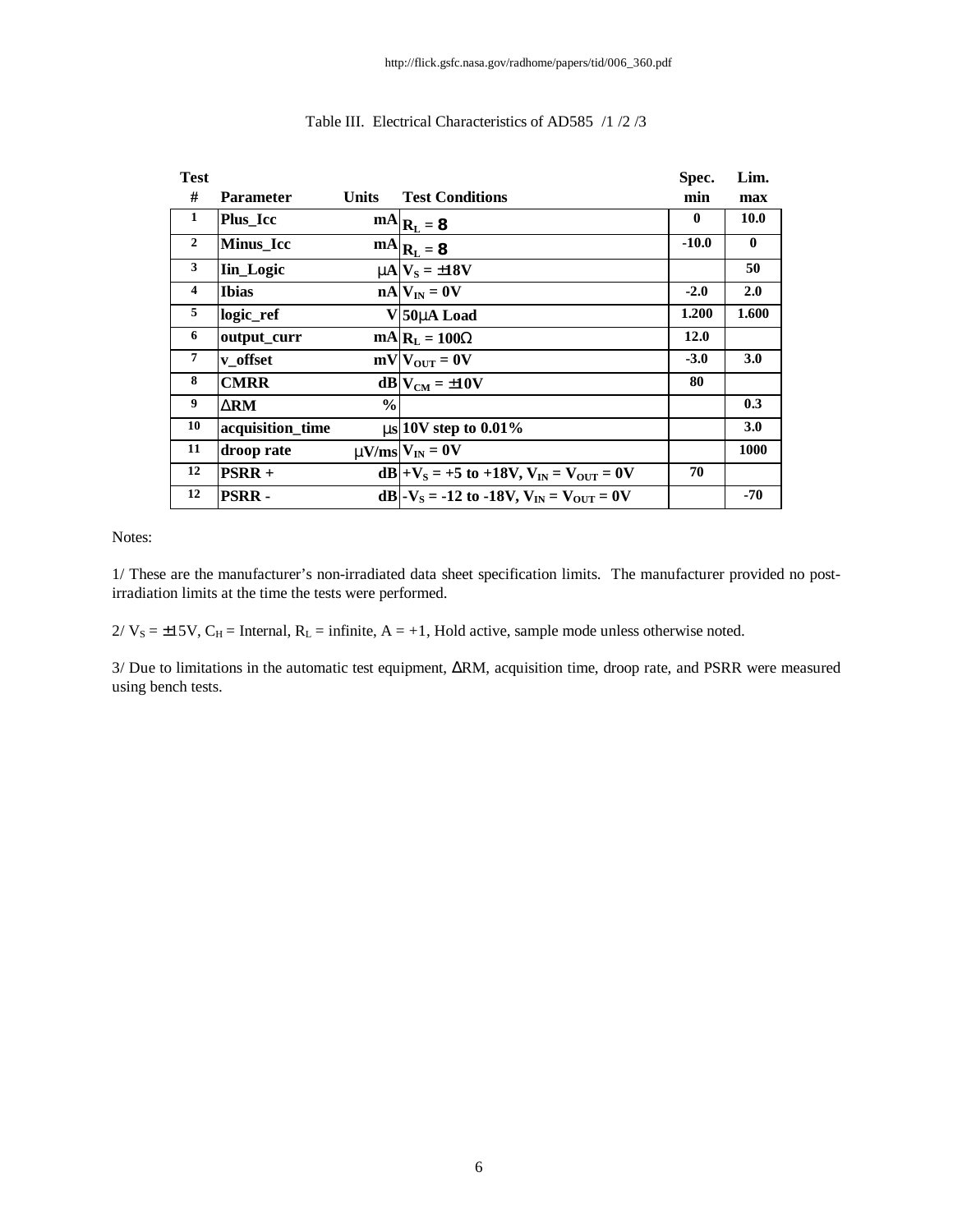http://flick.gsfc.nasa.gov/radhome/papers/tid/006_360.pdf

Table III. Electrical Characteristics of AD585 /1 /2 /3

| Test # | Parameter | Units | Test Conditions | Spec. min | Lim. max |
|---|---|---|---|---|---|
| 1 | Plus_Icc | mA | $R_L = \infty$ | 0 | 10.0 |
| 2 | Minus_Icc | mA | $R_L = \infty$ | -10.0 | 0 |
| 3 | Iin_Logic | μA | $V_S = \pm18V$ | | 50 |
| 4 | Ibias | nA | $V_{IN} = 0V$ | -2.0 | 2.0 |
| 5 | logic_ref | V | 50μA Load | 1.200 | 1.600 |
| 6 | output_curr | mA | $R_L = 100\Omega$ | 12.0 | |
| 7 | v_offset | mV | $V_{OUT} = 0V$ | -3.0 | 3.0 |
| 8 | CMRR | dB | $V_{CM} = \pm10V$ | 80 | |
| 9 | ΔRM | % | | | 0.3 |
| 10 | acquisition_time | μs | 10V step to 0.01% | | 3.0 |
| 11 | droop rate | μV/ms | $V_{IN} = 0V$ | | 1000 |
| 12 | PSRR + | dB | $+V_S = +5$ to $+18V$, $V_{IN} = V_{OUT} = 0V$ | 70 | |
| 12 | PSRR - | dB | $-V_S = -12$ to $-18V$, $V_{IN} = V_{OUT} = 0V$ | | -70 |

Notes:

1/ These are the manufacturer's non-irradiated data sheet specification limits. The manufacturer provided no post-irradiation limits at the time the tests were performed.

2/ $V_S = \pm15V$, $C_H$ = Internal, $R_L$ = infinite, A = +1, Hold active, sample mode unless otherwise noted.

3/ Due to limitations in the automatic test equipment, ΔRM, acquisition time, droop rate, and PSRR were measured using bench tests.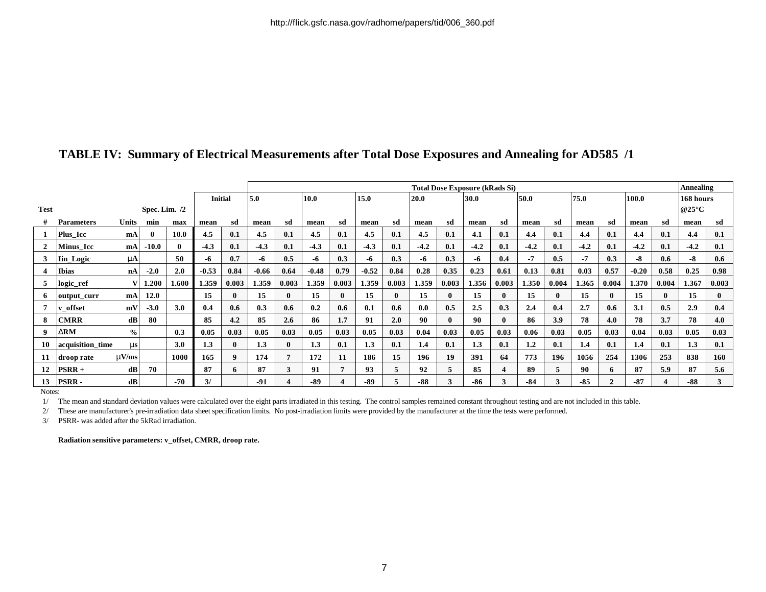http://flick.gsfc.nasa.gov/radhome/papers/tid/006_360.pdf

## TABLE IV: Summary of Electrical Measurements after Total Dose Exposures and Annealing for AD585 /1

| Test # | Parameters | Units | Spec. Lim. /2 min | Spec. Lim. /2 max | Initial mean | Initial sd | Total Dose Exposure (kRads Si) 5.0 mean | 5.0 sd | 10.0 mean | 10.0 sd | 15.0 mean | 15.0 sd | 20.0 mean | 20.0 sd | 30.0 mean | 30.0 sd | 50.0 mean | 50.0 sd | 75.0 mean | 75.0 sd | 100.0 mean | 100.0 sd | Annealing 168 hours @25°C mean | Annealing sd |
|---|---|---|---|---|---|---|---|---|---|---|---|---|---|---|---|---|---|---|---|---|---|---|---|---|
| 1 | Plus_Icc | mA | 0 | 10.0 | 4.5 | 0.1 | 4.5 | 0.1 | 4.5 | 0.1 | 4.5 | 0.1 | 4.5 | 0.1 | 4.1 | 0.1 | 4.4 | 0.1 | 4.4 | 0.1 | 4.4 | 0.1 | 4.4 | 0.1 |
| 2 | Minus_Icc | mA | -10.0 | 0 | -4.3 | 0.1 | -4.3 | 0.1 | -4.3 | 0.1 | -4.3 | 0.1 | -4.2 | 0.1 | -4.2 | 0.1 | -4.2 | 0.1 | -4.2 | 0.1 | -4.2 | 0.1 | -4.2 | 0.1 |
| 3 | Iin_Logic | μA | | 50 | -6 | 0.7 | -6 | 0.5 | -6 | 0.3 | -6 | 0.3 | -6 | 0.3 | -6 | 0.4 | -7 | 0.5 | -7 | 0.3 | -8 | 0.6 | -8 | 0.6 |
| 4 | Ibias | nA | -2.0 | 2.0 | -0.53 | 0.84 | -0.66 | 0.64 | -0.48 | 0.79 | -0.52 | 0.84 | 0.28 | 0.35 | 0.23 | 0.61 | 0.13 | 0.81 | 0.03 | 0.57 | -0.20 | 0.58 | 0.25 | 0.98 |
| 5 | logic_ref | V | 1.200 | 1.600 | 1.359 | 0.003 | 1.359 | 0.003 | 1.359 | 0.003 | 1.359 | 0.003 | 1.359 | 0.003 | 1.356 | 0.003 | 1.350 | 0.004 | 1.365 | 0.004 | 1.370 | 0.004 | 1.367 | 0.003 |
| 6 | output_curr | mA | 12.0 | | 15 | 0 | 15 | 0 | 15 | 0 | 15 | 0 | 15 | 0 | 15 | 0 | 15 | 0 | 15 | 0 | 15 | 0 | 15 | 0 |
| 7 | v_offset | mV | -3.0 | 3.0 | 0.4 | 0.6 | 0.3 | 0.6 | 0.2 | 0.6 | 0.1 | 0.6 | 0.0 | 0.5 | 2.5 | 0.3 | 2.4 | 0.4 | 2.7 | 0.6 | 3.1 | 0.5 | 2.9 | 0.4 |
| 8 | CMRR | dB | 80 | | 85 | 4.2 | 85 | 2.6 | 86 | 1.7 | 91 | 2.0 | 90 | 0 | 90 | 0 | 86 | 3.9 | 78 | 4.0 | 78 | 3.7 | 78 | 4.0 |
| 9 | ΔRM | % | | 0.3 | 0.05 | 0.03 | 0.05 | 0.03 | 0.05 | 0.03 | 0.05 | 0.03 | 0.04 | 0.03 | 0.05 | 0.03 | 0.06 | 0.03 | 0.05 | 0.03 | 0.04 | 0.03 | 0.05 | 0.03 |
| 10 | acquisition_time | μs | | 3.0 | 1.3 | 0 | 1.3 | 0 | 1.3 | 0.1 | 1.3 | 0.1 | 1.4 | 0.1 | 1.3 | 0.1 | 1.2 | 0.1 | 1.4 | 0.1 | 1.4 | 0.1 | 1.3 | 0.1 |
| 11 | droop rate | μV/ms | | 1000 | 165 | 9 | 174 | 7 | 172 | 11 | 186 | 15 | 196 | 19 | 391 | 64 | 773 | 196 | 1056 | 254 | 1306 | 253 | 838 | 160 |
| 12 | PSRR + | dB | 70 | | 87 | 6 | 87 | 3 | 91 | 7 | 93 | 5 | 92 | 5 | 85 | 4 | 89 | 5 | 90 | 6 | 87 | 5.9 | 87 | 5.6 |
| 13 | PSRR - | dB | | -70 | 3/ | | -91 | 4 | -89 | 4 | -89 | 5 | -88 | 3 | -86 | 3 | -84 | 3 | -85 | 2 | -87 | 4 | -88 | 3 |

Notes:

1/ The mean and standard deviation values were calculated over the eight parts irradiated in this testing. The control samples remained constant throughout testing and are not included in this table.

2/ These are manufacturer's pre-irradiation data sheet specification limits. No post-irradiation limits were provided by the manufacturer at the time the tests were performed.

3/ PSRR- was added after the 5kRad irradiation.

**Radiation sensitive parameters: v_offset, CMRR, droop rate.**